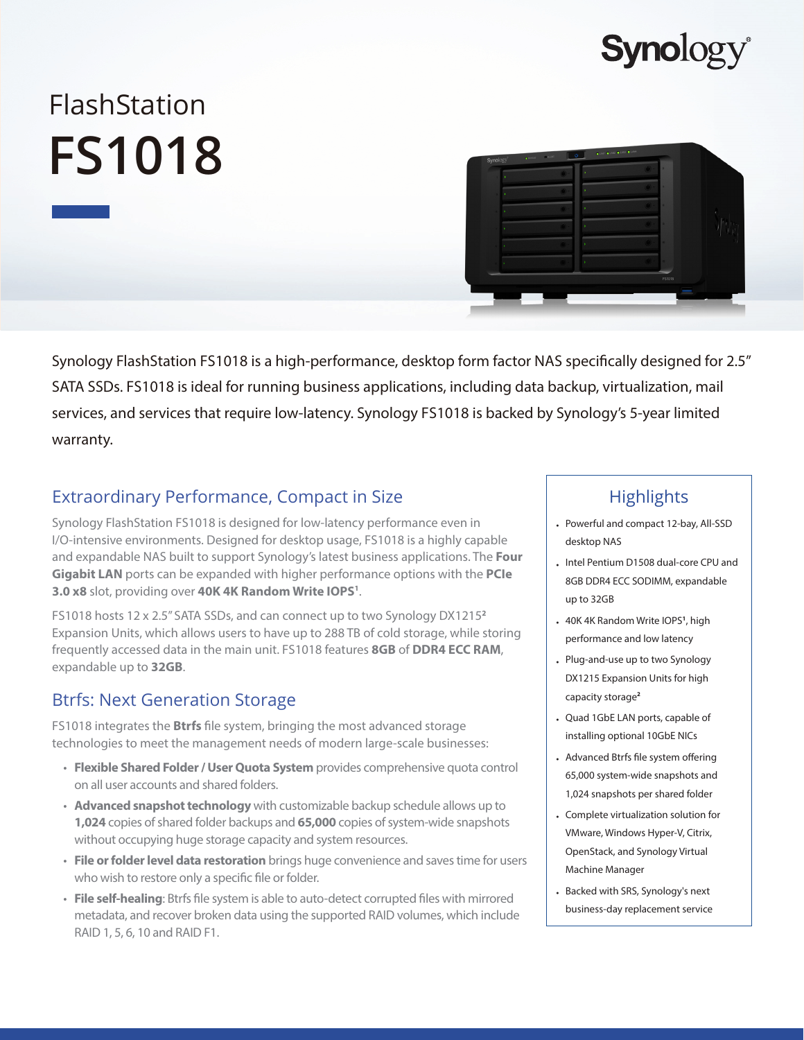Synology

# FlashStation

# FS1018

Synology FlashStation FS1018 is a high-performance, desktop form factor NAS specifically designed for 2.5" SATA SSDs. FS1018 is ideal for running business applications, including data backup, virtualization, mail services, and services that require low-latency. Synology FS1018 is backed by Synology's 5-year limited warranty.

## Extraordinary Performance, Compact in Size

Synology FlashStation FS1018 is designed for low-latency performance even in I/O-intensive environments. Designed for desktop usage, FS1018 is a highly capable and expandable NAS built to support Synology's latest business applications. The **Four Gigabit LAN** ports can be expanded with higher performance options with the **PCIe 3.0 x8** slot, providing over **40K 4K Random Write IOPS**[1].

FS1018 hosts 12 x 2.5" SATA SSDs, and can connect up to two Synology DX1215[2] Expansion Units, which allows users to have up to 288 TB of cold storage, while storing frequently accessed data in the main unit. FS1018 features **8GB** of **DDR4 ECC RAM**, expandable up to **32GB**.

## Btrfs: Next Generation Storage

FS1018 integrates the **Btrfs** file system, bringing the most advanced storage technologies to meet the management needs of modern large-scale businesses:

- **Flexible Shared Folder / User Quota System** provides comprehensive quota control on all user accounts and shared folders.
- **Advanced snapshot technology** with customizable backup schedule allows up to **1,024** copies of shared folder backups and **65,000** copies of system-wide snapshots without occupying huge storage capacity and system resources.
- **File or folder level data restoration** brings huge convenience and saves time for users who wish to restore only a specific file or folder.
- **File self-healing**: Btrfs file system is able to auto-detect corrupted files with mirrored metadata, and recover broken data using the supported RAID volumes, which include RAID 1, 5, 6, 10 and RAID F1.

## Highlights

- Powerful and compact 12-bay, All-SSD desktop NAS
- Intel Pentium D1508 dual-core CPU and 8GB DDR4 ECC SODIMM, expandable up to 32GB
- 40K 4K Random Write IOPS[1], high performance and low latency
- Plug-and-use up to two Synology DX1215 Expansion Units for high capacity storage[2]
- Quad 1GbE LAN ports, capable of installing optional 10GbE NICs
- Advanced Btrfs file system offering 65,000 system-wide snapshots and 1,024 snapshots per shared folder
- Complete virtualization solution for VMware, Windows Hyper-V, Citrix, OpenStack, and Synology Virtual Machine Manager
- Backed with SRS, Synology's next business-day replacement service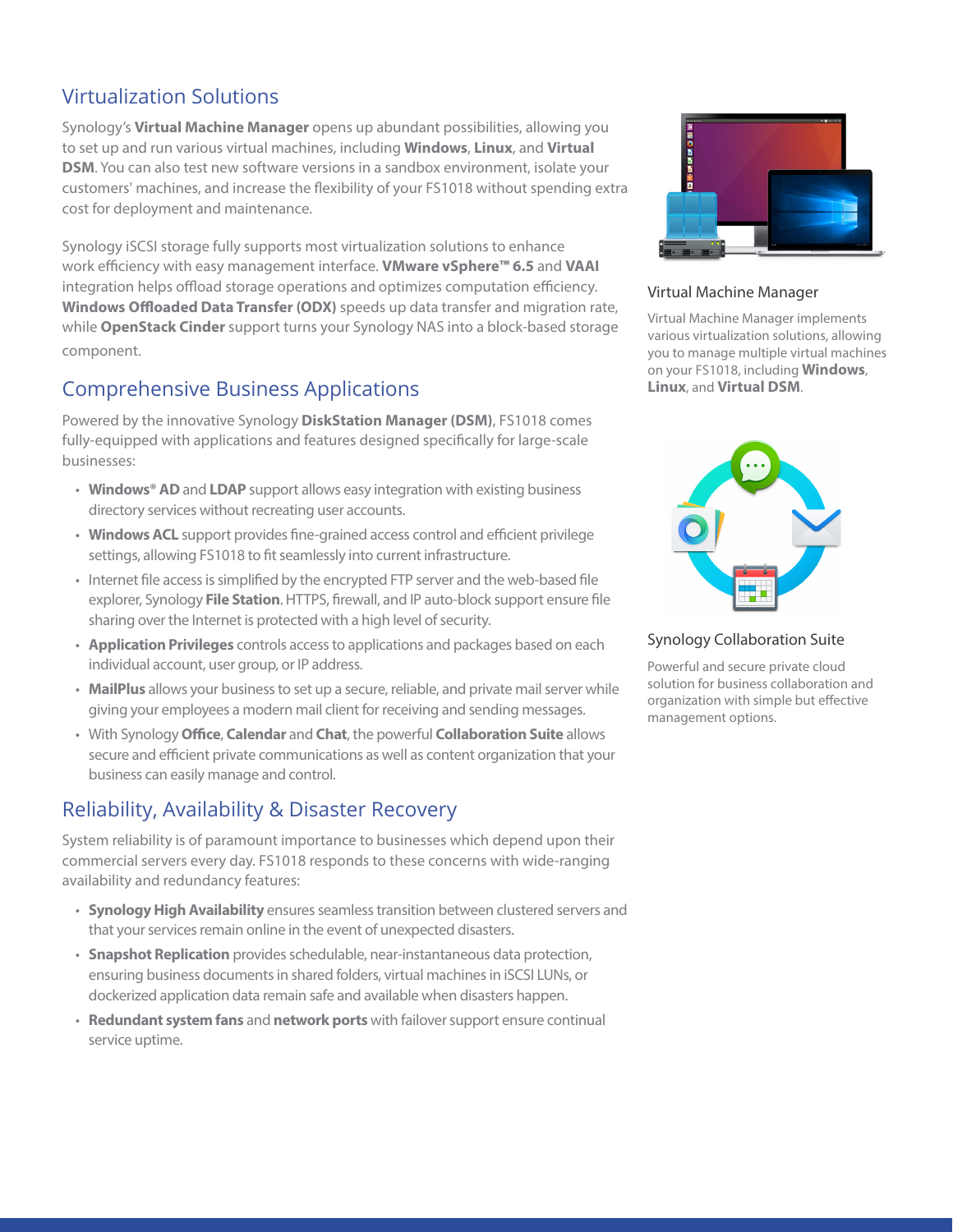## Virtualization Solutions

Synology's **Virtual Machine Manager** opens up abundant possibilities, allowing you to set up and run various virtual machines, including **Windows**, **Linux**, and **Virtual DSM**. You can also test new software versions in a sandbox environment, isolate your customers' machines, and increase the flexibility of your FS1018 without spending extra cost for deployment and maintenance.

Synology iSCSI storage fully supports most virtualization solutions to enhance work efficiency with easy management interface. **VMware vSphere™ 6.5** and **VAAI** integration helps offload storage operations and optimizes computation efficiency. **Windows Offloaded Data Transfer (ODX)** speeds up data transfer and migration rate, while **OpenStack Cinder** support turns your Synology NAS into a block-based storage component.

## Comprehensive Business Applications

Powered by the innovative Synology **DiskStation Manager (DSM)**, FS1018 comes fully-equipped with applications and features designed specifically for large-scale businesses:

- **Windows® AD** and **LDAP** support allows easy integration with existing business directory services without recreating user accounts.
- **Windows ACL** support provides fine-grained access control and efficient privilege settings, allowing FS1018 to fit seamlessly into current infrastructure.
- Internet file access is simplified by the encrypted FTP server and the web-based file explorer, Synology **File Station**. HTTPS, firewall, and IP auto-block support ensure file sharing over the Internet is protected with a high level of security.
- **Application Privileges** controls access to applications and packages based on each individual account, user group, or IP address.
- **MailPlus** allows your business to set up a secure, reliable, and private mail server while giving your employees a modern mail client for receiving and sending messages.
- With Synology **Office**, **Calendar** and **Chat**, the powerful **Collaboration Suite** allows secure and efficient private communications as well as content organization that your business can easily manage and control.

## Reliability, Availability & Disaster Recovery

System reliability is of paramount importance to businesses which depend upon their commercial servers every day. FS1018 responds to these concerns with wide-ranging availability and redundancy features:

- **Synology High Availability** ensures seamless transition between clustered servers and that your services remain online in the event of unexpected disasters.
- **Snapshot Replication** provides schedulable, near-instantaneous data protection, ensuring business documents in shared folders, virtual machines in iSCSI LUNs, or dockerized application data remain safe and available when disasters happen.
- **Redundant system fans** and **network ports** with failover support ensure continual service uptime.

### Virtual Machine Manager

Virtual Machine Manager implements various virtualization solutions, allowing you to manage multiple virtual machines on your FS1018, including **Windows**, **Linux**, and **Virtual DSM**.

### Synology Collaboration Suite

Powerful and secure private cloud solution for business collaboration and organization with simple but effective management options.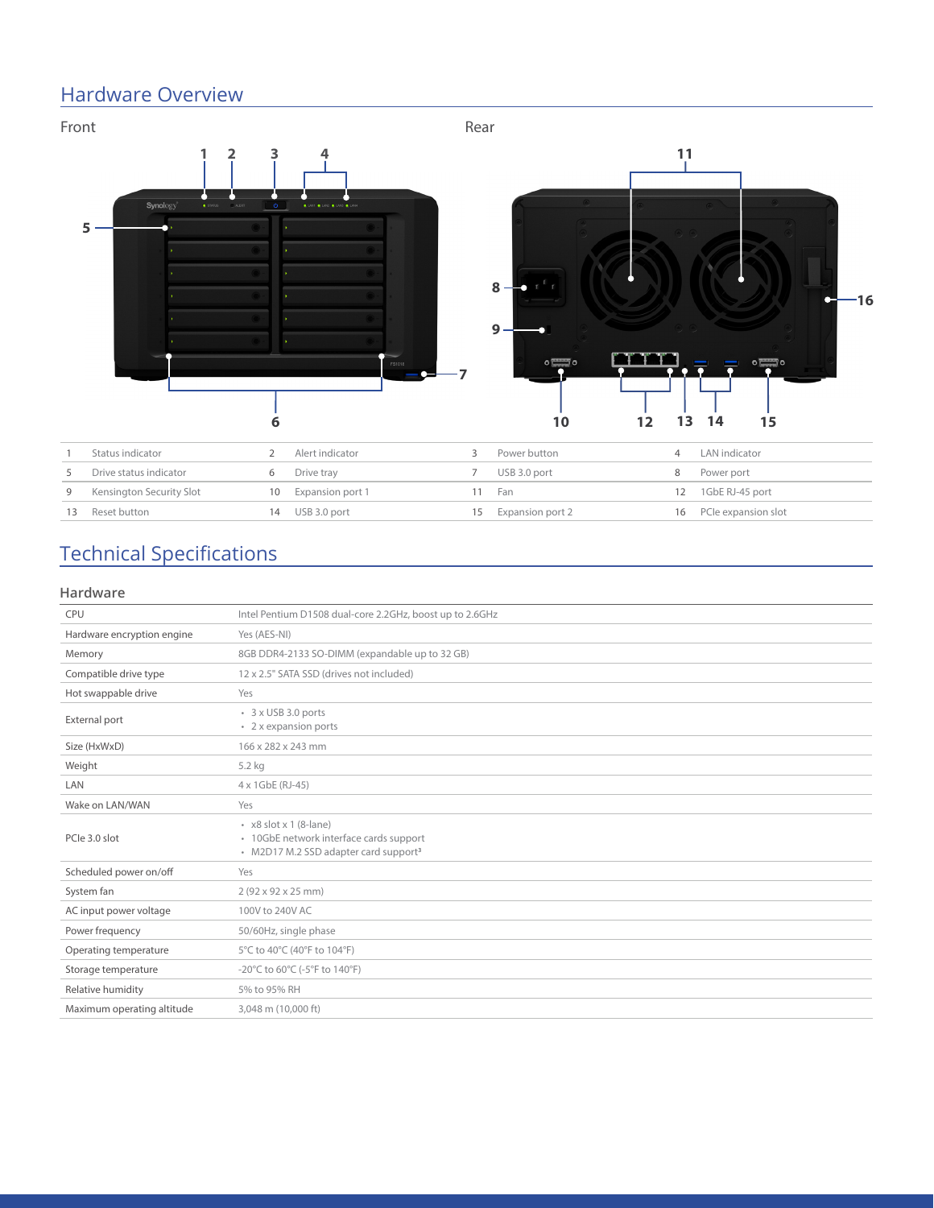## Hardware Overview

Front

Rear

| | | | | | | | |
|---|---|---|---|---|---|---|---|
| 1 | Status indicator | 2 | Alert indicator | 3 | Power button | 4 | LAN indicator |
| 5 | Drive status indicator | 6 | Drive tray | 7 | USB 3.0 port | 8 | Power port |
| 9 | Kensington Security Slot | 10 | Expansion port 1 | 11 | Fan | 12 | 1GbE RJ-45 port |
| 13 | Reset button | 14 | USB 3.0 port | 15 | Expansion port 2 | 16 | PCIe expansion slot |

## Technical Specifications

### Hardware

| | |
|---|---|
| CPU | Intel Pentium D1508 dual-core 2.2GHz, boost up to 2.6GHz |
| Hardware encryption engine | Yes (AES-NI) |
| Memory | 8GB DDR4-2133 SO-DIMM (expandable up to 32 GB) |
| Compatible drive type | 12 x 2.5" SATA SSD (drives not included) |
| Hot swappable drive | Yes |
| External port | • 3 x USB 3.0 ports<br>• 2 x expansion ports |
| Size (HxWxD) | 166 x 282 x 243 mm |
| Weight | 5.2 kg |
| LAN | 4 x 1GbE (RJ-45) |
| Wake on LAN/WAN | Yes |
| PCIe 3.0 slot | • x8 slot x 1 (8-lane)<br>• 10GbE network interface cards support<br>• M2D17 M.2 SSD adapter card support[3] |
| Scheduled power on/off | Yes |
| System fan | 2 (92 x 92 x 25 mm) |
| AC input power voltage | 100V to 240V AC |
| Power frequency | 50/60Hz, single phase |
| Operating temperature | 5°C to 40°C (40°F to 104°F) |
| Storage temperature | -20°C to 60°C (-5°F to 140°F) |
| Relative humidity | 5% to 95% RH |
| Maximum operating altitude | 3,048 m (10,000 ft) |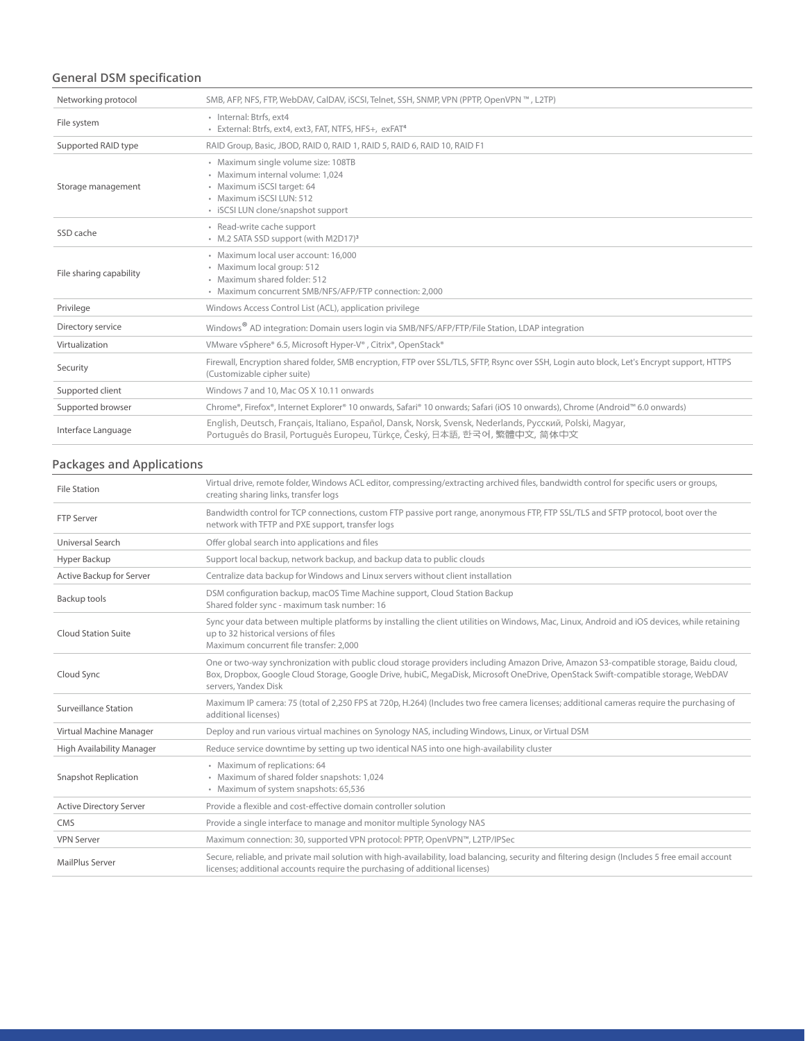## General DSM specification

| | |
|---|---|
| Networking protocol | SMB, AFP, NFS, FTP, WebDAV, CalDAV, iSCSI, Telnet, SSH, SNMP, VPN (PPTP, OpenVPN ™ , L2TP) |
| File system | • Internal: Btrfs, ext4<br>• External: Btrfs, ext4, ext3, FAT, NTFS, HFS+, exFAT[4] |
| Supported RAID type | RAID Group, Basic, JBOD, RAID 0, RAID 1, RAID 5, RAID 6, RAID 10, RAID F1 |
| Storage management | • Maximum single volume size: 108TB<br>• Maximum internal volume: 1,024<br>• Maximum iSCSI target: 64<br>• Maximum iSCSI LUN: 512<br>• iSCSI LUN clone/snapshot support |
| SSD cache | • Read-write cache support<br>• M.2 SATA SSD support (with M2D17)[3] |
| File sharing capability | • Maximum local user account: 16,000<br>• Maximum local group: 512<br>• Maximum shared folder: 512<br>• Maximum concurrent SMB/NFS/AFP/FTP connection: 2,000 |
| Privilege | Windows Access Control List (ACL), application privilege |
| Directory service | Windows® AD integration: Domain users login via SMB/NFS/AFP/FTP/File Station, LDAP integration |
| Virtualization | VMware vSphere® 6.5, Microsoft Hyper-V® , Citrix®, OpenStack® |
| Security | Firewall, Encryption shared folder, SMB encryption, FTP over SSL/TLS, SFTP, Rsync over SSH, Login auto block, Let's Encrypt support, HTTPS (Customizable cipher suite) |
| Supported client | Windows 7 and 10, Mac OS X 10.11 onwards |
| Supported browser | Chrome®, Firefox®, Internet Explorer® 10 onwards, Safari® 10 onwards; Safari (iOS 10 onwards), Chrome (Android™ 6.0 onwards) |
| Interface Language | English, Deutsch, Français, Italiano, Español, Dansk, Norsk, Svensk, Nederlands, Русский, Polski, Magyar, Português do Brasil, Português Europeu, Türkçe, Český, 日本語, 한국어, 繁體中文, 简体中文 |

## Packages and Applications

| | |
|---|---|
| File Station | Virtual drive, remote folder, Windows ACL editor, compressing/extracting archived files, bandwidth control for specific users or groups, creating sharing links, transfer logs |
| FTP Server | Bandwidth control for TCP connections, custom FTP passive port range, anonymous FTP, FTP SSL/TLS and SFTP protocol, boot over the network with TFTP and PXE support, transfer logs |
| Universal Search | Offer global search into applications and files |
| Hyper Backup | Support local backup, network backup, and backup data to public clouds |
| Active Backup for Server | Centralize data backup for Windows and Linux servers without client installation |
| Backup tools | DSM configuration backup, macOS Time Machine support, Cloud Station Backup<br>Shared folder sync - maximum task number: 16 |
| Cloud Station Suite | Sync your data between multiple platforms by installing the client utilities on Windows, Mac, Linux, Android and iOS devices, while retaining up to 32 historical versions of files<br>Maximum concurrent file transfer: 2,000 |
| Cloud Sync | One or two-way synchronization with public cloud storage providers including Amazon Drive, Amazon S3-compatible storage, Baidu cloud, Box, Dropbox, Google Cloud Storage, Google Drive, hubiC, MegaDisk, Microsoft OneDrive, OpenStack Swift-compatible storage, WebDAV servers, Yandex Disk |
| Surveillance Station | Maximum IP camera: 75 (total of 2,250 FPS at 720p, H.264) (Includes two free camera licenses; additional cameras require the purchasing of additional licenses) |
| Virtual Machine Manager | Deploy and run various virtual machines on Synology NAS, including Windows, Linux, or Virtual DSM |
| High Availability Manager | Reduce service downtime by setting up two identical NAS into one high-availability cluster |
| Snapshot Replication | • Maximum of replications: 64<br>• Maximum of shared folder snapshots: 1,024<br>• Maximum of system snapshots: 65,536 |
| Active Directory Server | Provide a flexible and cost-effective domain controller solution |
| CMS | Provide a single interface to manage and monitor multiple Synology NAS |
| VPN Server | Maximum connection: 30, supported VPN protocol: PPTP, OpenVPN™, L2TP/IPSec |
| MailPlus Server | Secure, reliable, and private mail solution with high-availability, load balancing, security and filtering design (Includes 5 free email account licenses; additional accounts require the purchasing of additional licenses) |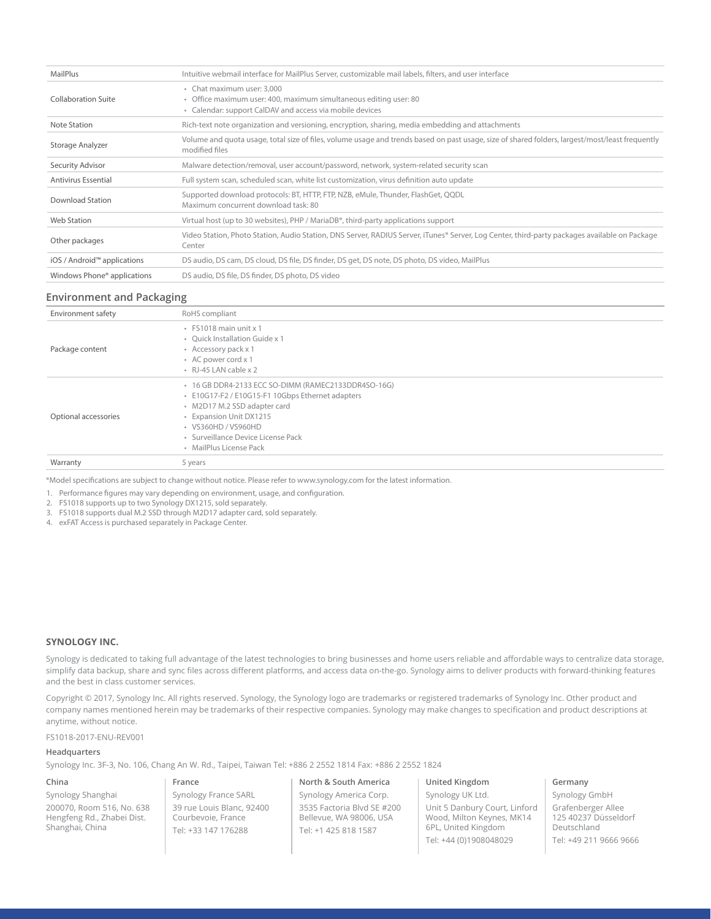| | |
|---|---|
| MailPlus | Intuitive webmail interface for MailPlus Server, customizable mail labels, filters, and user interface |
| Collaboration Suite | • Chat maximum user: 3,000<br>• Office maximum user: 400, maximum simultaneous editing user: 80<br>• Calendar: support CalDAV and access via mobile devices |
| Note Station | Rich-text note organization and versioning, encryption, sharing, media embedding and attachments |
| Storage Analyzer | Volume and quota usage, total size of files, volume usage and trends based on past usage, size of shared folders, largest/most/least frequently modified files |
| Security Advisor | Malware detection/removal, user account/password, network, system-related security scan |
| Antivirus Essential | Full system scan, scheduled scan, white list customization, virus definition auto update |
| Download Station | Supported download protocols: BT, HTTP, FTP, NZB, eMule, Thunder, FlashGet, QQDL<br>Maximum concurrent download task: 80 |
| Web Station | Virtual host (up to 30 websites), PHP / MariaDB®, third-party applications support |
| Other packages | Video Station, Photo Station, Audio Station, DNS Server, RADIUS Server, iTunes® Server, Log Center, third-party packages available on Package Center |
| iOS / Android™ applications | DS audio, DS cam, DS cloud, DS file, DS finder, DS get, DS note, DS photo, DS video, MailPlus |
| Windows Phone® applications | DS audio, DS file, DS finder, DS photo, DS video |

## Environment and Packaging

| | |
|---|---|
| Environment safety | RoHS compliant |
| Package content | • FS1018 main unit x 1<br>• Quick Installation Guide x 1<br>• Accessory pack x 1<br>• AC power cord x 1<br>• RJ-45 LAN cable x 2 |
| Optional accessories | • 16 GB DDR4-2133 ECC SO-DIMM (RAMEC2133DDR4SO-16G)<br>• E10G17-F2 / E10G15-F1 10Gbps Ethernet adapters<br>• M2D17 M.2 SSD adapter card<br>• Expansion Unit DX1215<br>• VS360HD / VS960HD<br>• Surveillance Device License Pack<br>• MailPlus License Pack |
| Warranty | 5 years |

*Model specifications are subject to change without notice. Please refer to www.synology.com for the latest information.

1. Performance figures may vary depending on environment, usage, and configuration.
2. FS1018 supports up to two Synology DX1215, sold separately.
3. FS1018 supports dual M.2 SSD through M2D17 adapter card, sold separately.
4. exFAT Access is purchased separately in Package Center.

**SYNOLOGY INC.**

Synology is dedicated to taking full advantage of the latest technologies to bring businesses and home users reliable and affordable ways to centralize data storage, simplify data backup, share and sync files across different platforms, and access data on-the-go. Synology aims to deliver products with forward-thinking features and the best in class customer services.

Copyright © 2017, Synology Inc. All rights reserved. Synology, the Synology logo are trademarks or registered trademarks of Synology Inc. Other product and company names mentioned herein may be trademarks of their respective companies. Synology may make changes to specification and product descriptions at anytime, without notice.

FS1018-2017-ENU-REV001

**Headquarters**

Synology Inc. 3F-3, No. 106, Chang An W. Rd., Taipei, Taiwan Tel: +886 2 2552 1814 Fax: +886 2 2552 1824

**China**

Synology Shanghai

200070, Room 516, No. 638 Hengfeng Rd., Zhabei Dist. Shanghai, China

**France**

Synology France SARL

39 rue Louis Blanc, 92400 Courbevoie, France

Tel: +33 147 176288

**North & South America**

Synology America Corp.

3535 Factoria Blvd SE #200 Bellevue, WA 98006, USA

Tel: +1 425 818 1587

**United Kingdom**

Synology UK Ltd.

Unit 5 Danbury Court, Linford Wood, Milton Keynes, MK14 6PL, United Kingdom

Tel: +44 (0)1908048029

**Germany**

Synology GmbH

Grafenberger Allee 125 40237 Düsseldorf Deutschland

Tel: +49 211 9666 9666